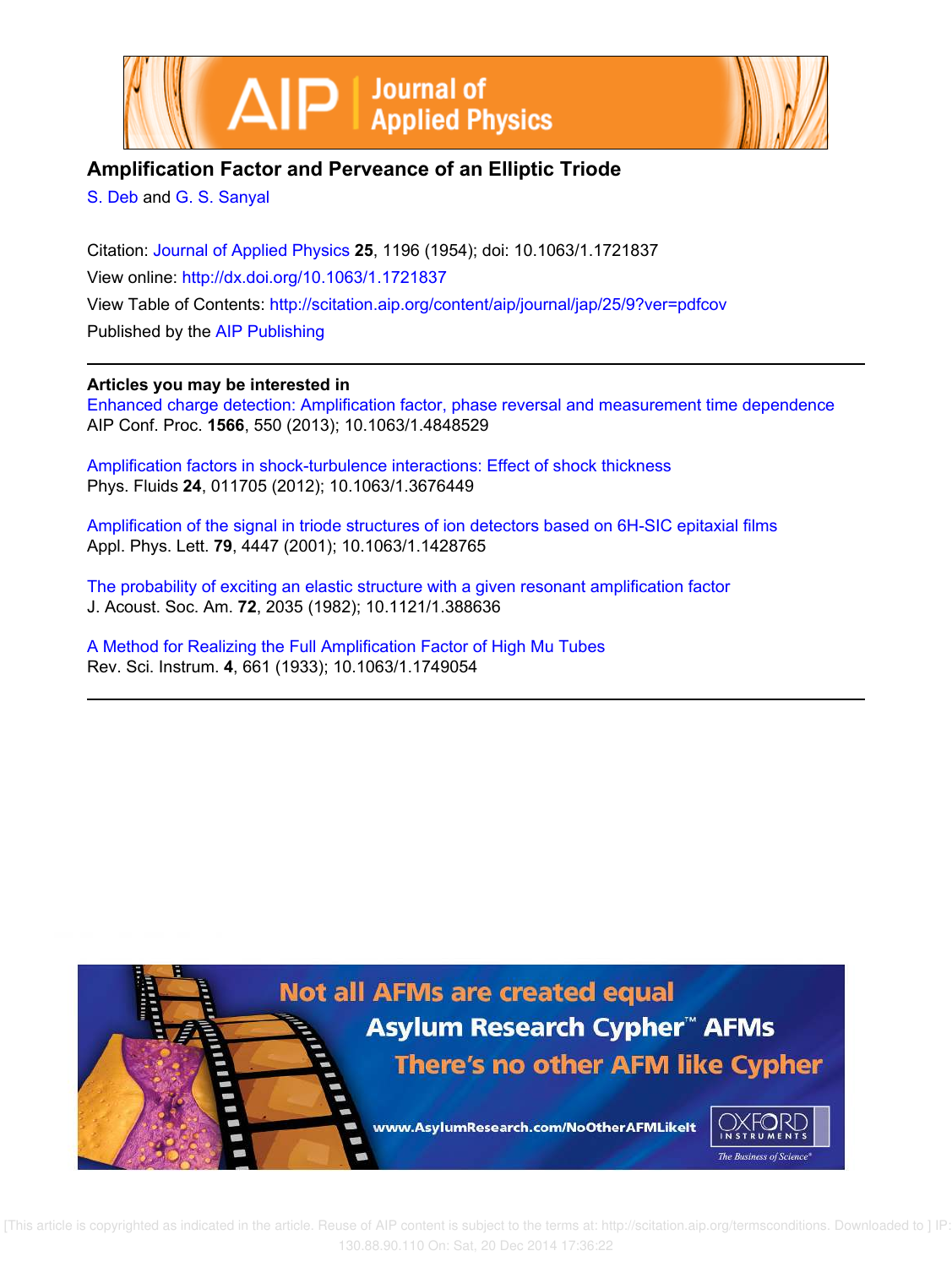# Amplification Factor and Perveance of an Elliptic Triode

S. Deb and G. S. Sanyal

Citation: Journal of Applied Physics **25**, 1196 (1954); doi: 10.1063/1.1721837

View online: http://dx.doi.org/10.1063/1.1721837

View Table of Contents: http://scitation.aip.org/content/aip/journal/jap/25/9?ver=pdfcov

Published by the AIP Publishing

## Articles you may be interested in

Enhanced charge detection: Amplification factor, phase reversal and measurement time dependence
AIP Conf. Proc. **1566**, 550 (2013); 10.1063/1.4848529

Amplification factors in shock-turbulence interactions: Effect of shock thickness
Phys. Fluids **24**, 011705 (2012); 10.1063/1.3676449

Amplification of the signal in triode structures of ion detectors based on 6H-SIC epitaxial films
Appl. Phys. Lett. **79**, 4447 (2001); 10.1063/1.1428765

The probability of exciting an elastic structure with a given resonant amplification factor
J. Acoust. Soc. Am. **72**, 2035 (1982); 10.1121/1.388636

A Method for Realizing the Full Amplification Factor of High Mu Tubes
Rev. Sci. Instrum. **4**, 661 (1933); 10.1063/1.1749054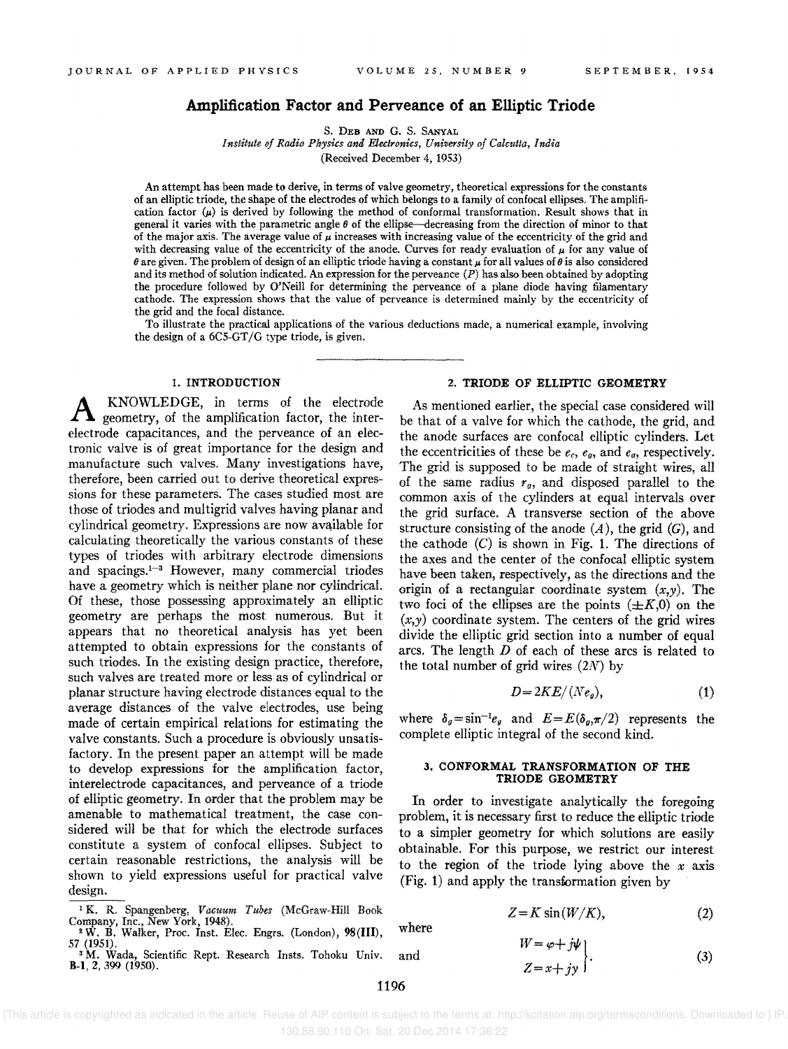# Amplification Factor and Perveance of an Elliptic Triode

S. Deb and G. S. Sanyal

*Institute of Radio Physics and Electronics, University of Calcutta, India*

(Received December 4, 1953)

An attempt has been made to derive, in terms of valve geometry, theoretical expressions for the constants of an elliptic triode, the shape of the electrodes of which belongs to a family of confocal ellipses. The amplification factor ($\mu$) is derived by following the method of conformal transformation. Result shows that in general it varies with the parametric angle $\theta$ of the ellipse—decreasing from the direction of minor to that of the major axis. The average value of $\mu$ increases with increasing value of the eccentricity of the grid and with decreasing value of the eccentricity of the anode. Curves for ready evaluation of $\mu$ for any value of $\theta$ are given. The problem of design of an elliptic triode having a constant $\mu$ for all values of $\theta$ is also considered and its method of solution indicated. An expression for the perveance ($P$) has also been obtained by adopting the procedure followed by O'Neill for determining the perveance of a plane diode having filamentary cathode. The expression shows that the value of perveance is determined mainly by the eccentricity of the grid and the focal distance.

To illustrate the practical applications of the various deductions made, a numerical example, involving the design of a 6C5-GT/G type triode, is given.

## 1. INTRODUCTION

A KNOWLEDGE, in terms of the electrode geometry, of the amplification factor, the interelectrode capacitances, and the perveance of an electronic valve is of great importance for the design and manufacture such valves. Many investigations have, therefore, been carried out to derive theoretical expressions for these parameters. The cases studied most are those of triodes and multigrid valves having planar and cylindrical geometry. Expressions are now available for calculating theoretically the various constants of these types of triodes with arbitrary electrode dimensions and spacings.[1-3] However, many commercial triodes have a geometry which is neither plane nor cylindrical. Of these, those possessing approximately an elliptic geometry are perhaps the most numerous. But it appears that no theoretical analysis has yet been attempted to obtain expressions for the constants of such triodes. In the existing design practice, therefore, such valves are treated more or less as of cylindrical or planar structure having electrode distances equal to the average distances of the valve electrodes, use being made of certain empirical relations for estimating the valve constants. Such a procedure is obviously unsatisfactory. In the present paper an attempt will be made to develop expressions for the amplification factor, interelectrode capacitances, and perveance of a triode of elliptic geometry. In order that the problem may be amenable to mathematical treatment, the case considered will be that for which the electrode surfaces constitute a system of confocal ellipses. Subject to certain reasonable restrictions, the analysis will be shown to yield expressions useful for practical valve design.

[1] K. R. Spangenberg, *Vacuum Tubes* (McGraw-Hill Book Company, Inc., New York, 1948).

[2] W. B. Walker, Proc. Inst. Elec. Engrs. (London), 98(III), 57 (1951).

[3] M. Wada, Scientific Rept. Research Insts. Tohoku Univ. B-1, 2, 399 (1950).

## 2. TRIODE OF ELLIPTIC GEOMETRY

As mentioned earlier, the special case considered will be that of a valve for which the cathode, the grid, and the anode surfaces are confocal elliptic cylinders. Let the eccentricities of these be $e_c$, $e_g$, and $e_a$, respectively. The grid is supposed to be made of straight wires, all of the same radius $r_g$, and disposed parallel to the common axis of the cylinders at equal intervals over the grid surface. A transverse section of the above structure consisting of the anode ($A$), the grid ($G$), and the cathode ($C$) is shown in Fig. 1. The directions of the axes and the center of the confocal elliptic system have been taken, respectively, as the directions and the origin of a rectangular coordinate system $(x,y)$. The two foci of the ellipses are the points $(\pm K,0)$ on the $(x,y)$ coordinate system. The centers of the grid wires divide the elliptic grid section into a number of equal arcs. The length $D$ of each of these arcs is related to the total number of grid wires ($2N$) by

$$D=2KE/(Ne_g), \tag{1}$$

where $\delta_g=\sin^{-1}e_g$ and $E=E(\delta_g,\pi/2)$ represents the complete elliptic integral of the second kind.

## 3. CONFORMAL TRANSFORMATION OF THE TRIODE GEOMETRY

In order to investigate analytically the foregoing problem, it is necessary first to reduce the elliptic triode to a simpler geometry for which solutions are easily obtainable. For this purpose, we restrict our interest to the region of the triode lying above the $x$ axis (Fig. 1) and apply the transformation given by

$$Z=K\sin(W/K), \tag{2}$$

where

and

$$\left.\begin{aligned} W&=\varphi+j\psi \\ Z&=x+jy \end{aligned}\right\}. \tag{3}$$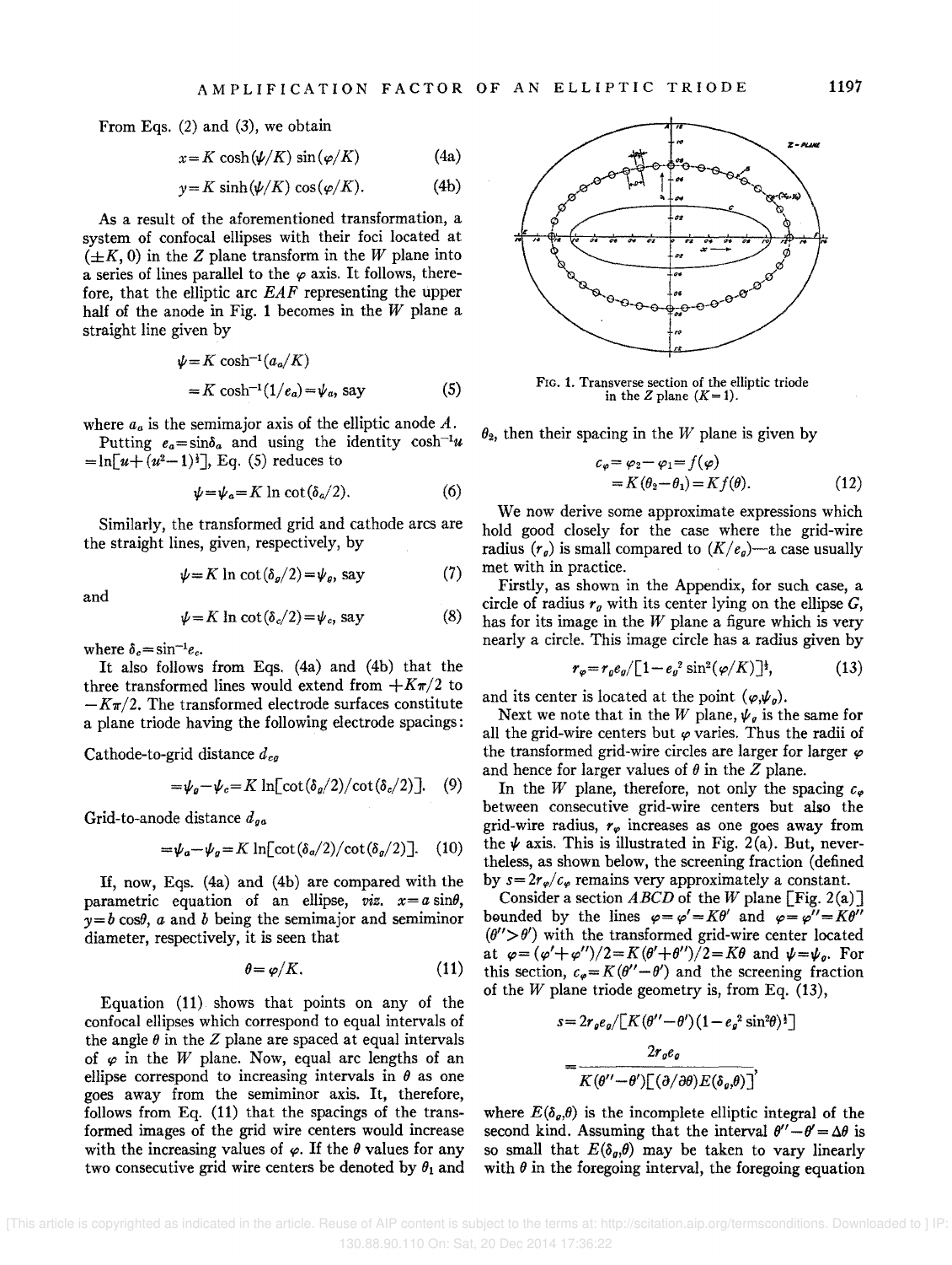From Eqs. (2) and (3), we obtain

$$x = K\cosh(\psi/K)\sin(\varphi/K) \quad (4a)$$

$$y = K\sinh(\psi/K)\cos(\varphi/K). \quad (4b)$$

As a result of the aforementioned transformation, a system of confocal ellipses with their foci located at $(\pm K, 0)$ in the $Z$ plane transform in the $W$ plane into a series of lines parallel to the $\varphi$ axis. It follows, therefore, that the elliptic arc $EAF$ representing the upper half of the anode in Fig. 1 becomes in the $W$ plane a straight line given by

$$\psi = K\cosh^{-1}(a_a/K)$$
$$= K\cosh^{-1}(1/e_a) = \psi_a, \text{ say} \quad (5)$$

where $a_a$ is the semimajor axis of the elliptic anode $A$.

Putting $e_a = \sin\delta_a$ and using the identity $\cosh^{-1}u = \ln[u + (u^2 - 1)^{\frac{1}{2}}]$, Eq. (5) reduces to

$$\psi = \psi_a = K\ln\cot(\delta_a/2). \quad (6)$$

Similarly, the transformed grid and cathode arcs are the straight lines, given, respectively, by

$$\psi = K\ln\cot(\delta_g/2) = \psi_g, \text{ say} \quad (7)$$

and

$$\psi = K\ln\cot(\delta_c/2) = \psi_c, \text{ say} \quad (8)$$

where $\delta_c = \sin^{-1}e_c$.

It also follows from Eqs. (4a) and (4b) that the three transformed lines would extend from $+K\pi/2$ to $-K\pi/2$. The transformed electrode surfaces constitute a plane triode having the following electrode spacings:

Cathode-to-grid distance $d_{cg}$

$$= \psi_g - \psi_c = K\ln[\cot(\delta_g/2)/\cot(\delta_c/2)]. \quad (9)$$

Grid-to-anode distance $d_{ga}$

$$= \psi_a - \psi_g = K\ln[\cot(\delta_a/2)/\cot(\delta_g/2)]. \quad (10)$$

If, now, Eqs. (4a) and (4b) are compared with the parametric equation of an ellipse, *viz.* $x = a\sin\theta$, $y = b\cos\theta$, $a$ and $b$ being the semimajor and semiminor diameter, respectively, it is seen that

$$\theta = \varphi/K. \quad (11)$$

Equation (11) shows that points on any of the confocal ellipses which correspond to equal intervals of the angle $\theta$ in the $Z$ plane are spaced at equal intervals of $\varphi$ in the $W$ plane. Now, equal arc lengths of an ellipse correspond to increasing intervals in $\theta$ as one goes away from the semiminor axis. It, therefore, follows from Eq. (11) that the spacings of the transformed images of the grid wire centers would increase with the increasing values of $\varphi$. If the $\theta$ values for any two consecutive grid wire centers be denoted by $\theta_1$ and $\theta_2$, then their spacing in the $W$ plane is given by

$$c_\varphi = \varphi_2 - \varphi_1 = f(\varphi)$$
$$= K(\theta_2 - \theta_1) = Kf(\theta). \quad (12)$$

FIG. 1. Transverse section of the elliptic triode in the $Z$ plane ($K = 1$).

We now derive some approximate expressions which hold good closely for the case where the grid-wire radius ($r_g$) is small compared to ($K/e_g$)—a case usually met with in practice.

Firstly, as shown in the Appendix, for such case, a circle of radius $r_g$ with its center lying on the ellipse $G$, has for its image in the $W$ plane a figure which is very nearly a circle. This image circle has a radius given by

$$r_\varphi = r_g e_g / [1 - e_g^2 \sin^2(\varphi/K)]^{\frac{1}{2}}, \quad (13)$$

and its center is located at the point $(\varphi, \psi_g)$.

Next we note that in the $W$ plane, $\psi_g$ is the same for all the grid-wire centers but $\varphi$ varies. Thus the radii of the transformed grid-wire circles are larger for larger $\varphi$ and hence for larger values of $\theta$ in the $Z$ plane.

In the $W$ plane, therefore, not only the spacing $c_\varphi$ between consecutive grid-wire centers but also the grid-wire radius, $r_\varphi$ increases as one goes away from the $\psi$ axis. This is illustrated in Fig. 2(a). But, nevertheless, as shown below, the screening fraction (defined by $s = 2r_\varphi/c_\varphi$ remains very approximately a constant.

Consider a section $ABCD$ of the $W$ plane [Fig. 2(a)] bounded by the lines $\varphi = \varphi' = K\theta'$ and $\varphi = \varphi'' = K\theta''$ ($\theta'' > \theta'$) with the transformed grid-wire center located at $\varphi = (\varphi' + \varphi'')/2 = K(\theta' + \theta'')/2 = K\theta$ and $\psi = \psi_g$. For this section, $c_\varphi = K(\theta'' - \theta')$ and the screening fraction of the $W$ plane triode geometry is, from Eq. (13),

$$s = 2r_g e_g / [K(\theta'' - \theta')(1 - e_g^2 \sin^2\theta)^{\frac{1}{2}}]$$

$$= \frac{2r_g e_g}{K(\theta'' - \theta')[(\partial/\partial\theta)E(\delta_g, \theta)]},$$

where $E(\delta_g, \theta)$ is the incomplete elliptic integral of the second kind. Assuming that the interval $\theta'' - \theta' = \Delta\theta$ is so small that $E(\delta_g, \theta)$ may be taken to vary linearly with $\theta$ in the foregoing interval, the foregoing equation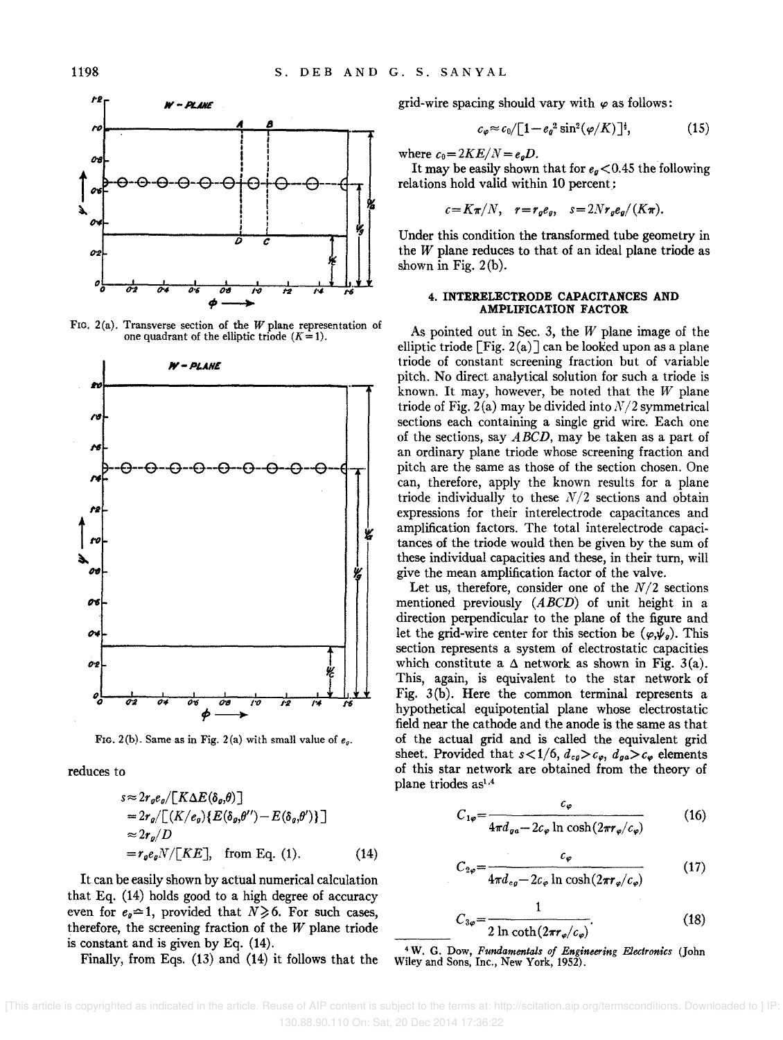W - PLANE

Fig. 2(a). Transverse section of the $W$ plane representation of one quadrant of the elliptic triode ($K=1$).

W - PLANE

Fig. 2(b). Same as in Fig. 2(a) with small value of $e_g$.

reduces to

$$
\begin{aligned}
s &\approx 2r_g e_g/[K\Delta E(\delta_g,\theta)] \\
&= 2r_g/[(K/e_g)\{E(\delta_g,\theta'')-E(\delta_g,\theta')\}] \\
&\approx 2r_g/D \\
&= r_g e_g N/[KE], \quad \text{from Eq. (1).} \qquad (14)
\end{aligned}
$$

It can be easily shown by actual numerical calculation that Eq. (14) holds good to a high degree of accuracy even for $e_g \doteq 1$, provided that $N \geqslant 6$. For such cases, therefore, the screening fraction of the $W$ plane triode is constant and is given by Eq. (14).

Finally, from Eqs. (13) and (14) it follows that the grid-wire spacing should vary with $\varphi$ as follows:

$$c_\varphi \approx c_0/[1-e_g^2 \sin^2(\varphi/K)]^{\frac{1}{2}}, \qquad (15)$$

where $c_0 = 2KE/N = e_g D$.

It may be easily shown that for $e_g < 0.45$ the following relations hold valid within 10 percent:

$$c = K\pi/N, \quad r = r_g e_g, \quad s = 2Nr_g e_g/(K\pi).$$

Under this condition the transformed tube geometry in the $W$ plane reduces to that of an ideal plane triode as shown in Fig. 2(b).

## 4. INTERELECTRODE CAPACITANCES AND AMPLIFICATION FACTOR

As pointed out in Sec. 3, the $W$ plane image of the elliptic triode [Fig. 2(a)] can be looked upon as a plane triode of constant screening fraction but of variable pitch. No direct analytical solution for such a triode is known. It may, however, be noted that the $W$ plane triode of Fig. 2(a) may be divided into $N/2$ symmetrical sections each containing a single grid wire. Each one of the sections, say $ABCD$, may be taken as a part of an ordinary plane triode whose screening fraction and pitch are the same as those of the section chosen. One can, therefore, apply the known results for a plane triode individually to these $N/2$ sections and obtain expressions for their interelectrode capacitances and amplification factors. The total interelectrode capacitances of the triode would then be given by the sum of these individual capacities and these, in their turn, will give the mean amplification factor of the valve.

Let us, therefore, consider one of the $N/2$ sections mentioned previously ($ABCD$) of unit height in a direction perpendicular to the plane of the figure and let the grid-wire center for this section be $(\varphi, \psi_g)$. This section represents a system of electrostatic capacities which constitute a $\Delta$ network as shown in Fig. 3(a). This, again, is equivalent to the star network of Fig. 3(b). Here the common terminal represents a hypothetical equipotential plane whose electrostatic field near the cathode and the anode is the same as that of the actual grid and is called the equivalent grid sheet. Provided that $s<1/6$, $d_{cg}>c_\varphi$, $d_{ga}>c_\varphi$ elements of this star network are obtained from the theory of plane triodes as[1,4]

$$C_{1\varphi} = \frac{c_\varphi}{4\pi d_{ga} - 2c_\varphi \ln\cosh(2\pi r_\varphi/c_\varphi)} \qquad (16)$$

$$C_{2\varphi} = \frac{c_\varphi}{4\pi d_{cg} - 2c_\varphi \ln\cosh(2\pi r_\varphi/c_\varphi)} \qquad (17)$$

$$C_{3\varphi} = \frac{1}{2\ln\coth(2\pi r_\varphi/c_\varphi)}. \qquad (18)$$

[4] W. G. Dow, *Fundamentals of Engineering Electronics* (John Wiley and Sons, Inc., New York, 1952).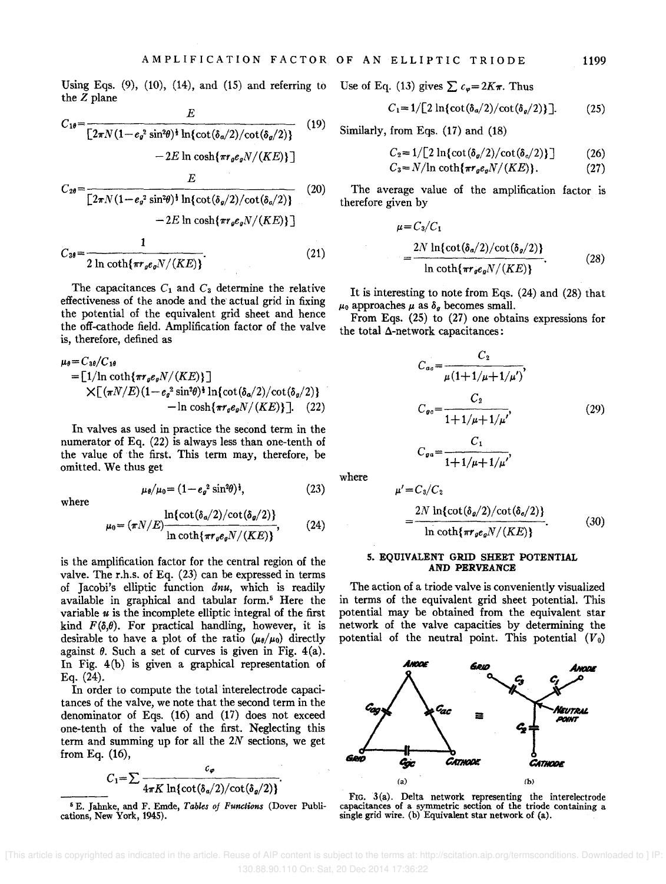Using Eqs. (9), (10), (14), and (15) and referring to the $Z$ plane

$$C_{1\theta}=\frac{E}{[2\pi N(1-e_g^2\sin^2\theta)^{\frac{1}{2}}\ln\{\cot(\delta_a/2)/\cot(\delta_g/2)\}-2E\ln\cosh\{\pi r_g e_g N/(KE)\}]} \tag{19}$$

$$C_{2\theta}=\frac{E}{[2\pi N(1-e_g^2\sin^2\theta)^{\frac{1}{2}}\ln\{\cot(\delta_g/2)/\cot(\delta_a/2)\}-2E\ln\cosh\{\pi r_g e_g N/(KE)\}]} \tag{20}$$

$$C_{3\theta}=\frac{1}{2\ln\coth\{\pi r_g e_g N/(KE)\}}. \tag{21}$$

The capacitances $C_1$ and $C_3$ determine the relative effectiveness of the anode and the actual grid in fixing the potential of the equivalent grid sheet and hence the off-cathode field. Amplification factor of the valve is, therefore, defined as

$$\begin{aligned}\mu_\theta &= C_{3\theta}/C_{1\theta}\\ &=[1/\ln\coth\{\pi r_g e_g N/(KE)\}]\\ &\quad\times[(\pi N/E)(1-e_g^2\sin^2\theta)^{\frac{1}{2}}\ln\{\cot(\delta_a/2)/\cot(\delta_g/2)\}\\ &\quad-\ln\cosh\{\pi r_g e_g N/(KE)\}].\end{aligned} \tag{22}$$

In valves as used in practice the second term in the numerator of Eq. (22) is always less than one-tenth of the value of the first. This term may, therefore, be omitted. We thus get

$$\mu_\theta/\mu_0=(1-e_g^2\sin^2\theta)^{\frac{1}{2}}, \tag{23}$$

where

$$\mu_0=(\pi N/E)\frac{\ln\{\cot(\delta_a/2)/\cot(\delta_g/2)\}}{\ln\coth\{\pi r_g e_g N/(KE)\}}, \tag{24}$$

is the amplification factor for the central region of the valve. The r.h.s. of Eq. (23) can be expressed in terms of Jacobi's elliptic function $dnu$, which is readily available in graphical and tabular form.[5] Here the variable $u$ is the incomplete elliptic integral of the first kind $F(\delta,\theta)$. For practical handling, however, it is desirable to have a plot of the ratio $(\mu_\theta/\mu_0)$ directly against $\theta$. Such a set of curves is given in Fig. 4(a). In Fig. 4(b) is given a graphical representation of Eq. (24).

In order to compute the total interelectrode capacitances of the valve, we note that the second term in the denominator of Eqs. (16) and (17) does not exceed one-tenth of the value of the first. Neglecting this term and summing up for all the $2N$ sections, we get from Eq. (16),

$$C_1=\sum\frac{c_\varphi}{4\pi K\ln\{\cot(\delta_a/2)/\cot(\delta_g/2)\}}.$$

[5] E. Jahnke, and F. Emde, *Tables of Functions* (Dover Publications, New York, 1945).

Use of Eq. (13) gives $\sum c_\varphi=2K\pi$. Thus

$$C_1=1/[2\ln\{\cot(\delta_a/2)/\cot(\delta_g/2)\}]. \tag{25}$$

Similarly, from Eqs. (17) and (18)

$$C_2=1/[2\ln\{\cot(\delta_g/2)/\cot(\delta_c/2)\}] \tag{26}$$

$$C_3=N/\ln\coth\{\pi r_g e_g N/(KE)\}. \tag{27}$$

The average value of the amplification factor is therefore given by

$$\begin{aligned}\mu &= C_3/C_1\\ &=\frac{2N\ln\{\cot(\delta_a/2)/\cot(\delta_g/2)\}}{\ln\coth\{\pi r_g e_g N/(KE)\}}.\end{aligned} \tag{28}$$

It is interesting to note from Eqs. (24) and (28) that $\mu_0$ approaches $\mu$ as $\delta_g$ becomes small.

From Eqs. (25) to (27) one obtains expressions for the total $\Delta$-network capacitances:

$$C_{ac}=\frac{C_2}{\mu(1+1/\mu+1/\mu')},$$
$$C_{gc}=\frac{C_2}{1+1/\mu+1/\mu'}, \tag{29}$$
$$C_{ga}=\frac{C_1}{1+1/\mu+1/\mu'},$$

where

$$\begin{aligned}\mu' &= C_3/C_2\\ &=\frac{2N\ln\{\cot(\delta_g/2)/\cot(\delta_c/2)\}}{\ln\coth\{\pi r_g e_g N/(KE)\}}.\end{aligned} \tag{30}$$

## 5. EQUIVALENT GRID SHEET POTENTIAL AND PERVEANCE

The action of a triode valve is conveniently visualized in terms of the equivalent grid sheet potential. This potential may be obtained from the equivalent star network of the valve capacities by determining the potential of the neutral point. This potential ($V_0$)

ANODE
$C_{ag}$
$C_{ac}$
GRID
$C_{gc}$
CATHODE
(a)

GRID
ANODE
$C_3$
$C_1$
NEUTRAL POINT
$C_2$
CATHODE
(b)

FIG. 3(a). Delta network representing the interelectrode capacitances of a symmetric section of the triode containing a single grid wire. (b) Equivalent star network of (a).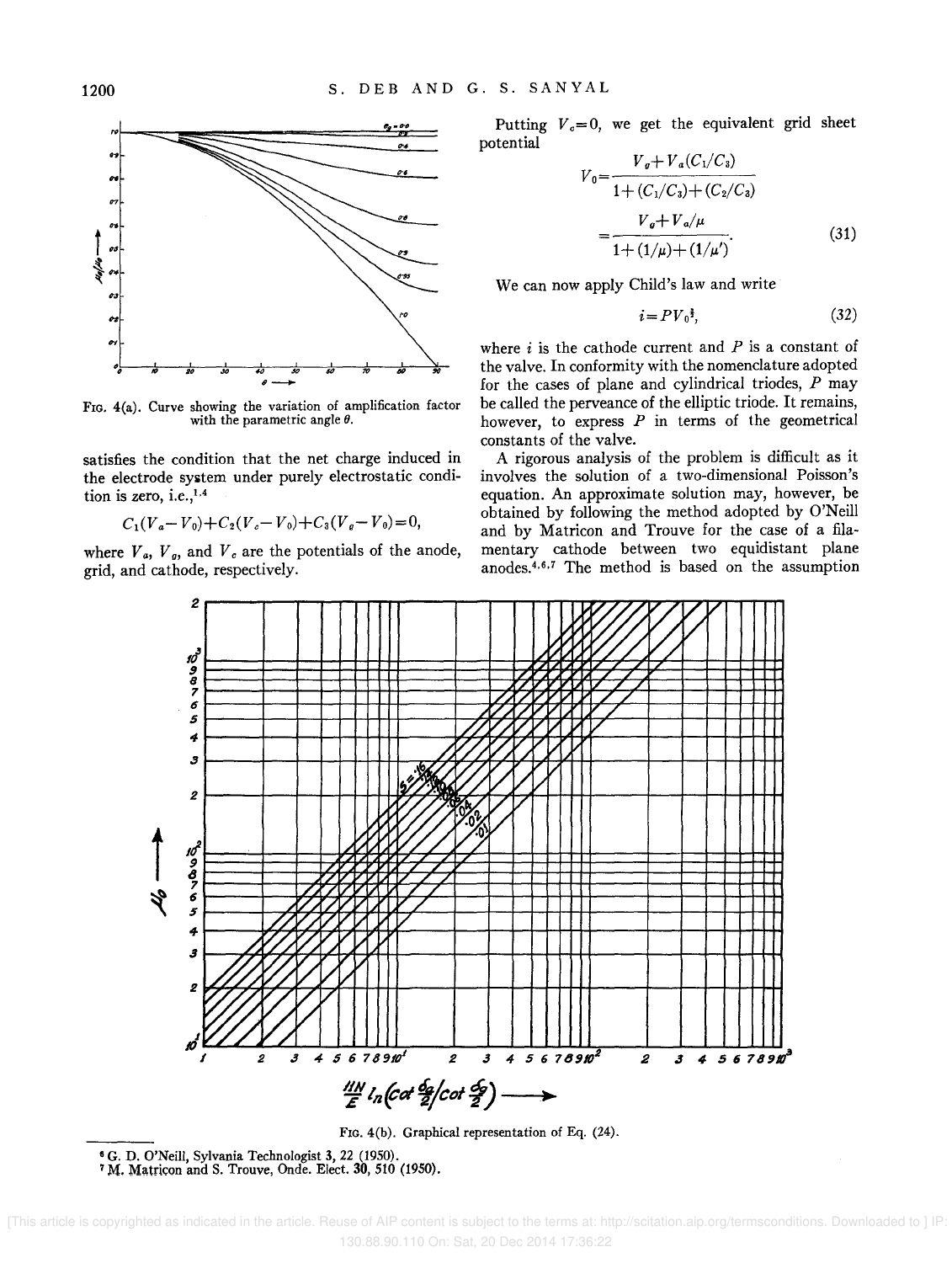$\theta_s=00$
0·2
0·4
0·6
0·8
0·9
0·95
1·0

1·0
0·9
0·8
0·7
0·6
0·5
0·4
0·3
0·2
0·1
0

$\mu_i/\mu_0$ ⟶

0 10 20 30 40 50 60 70 80 90

$\theta$ ⟶

FIG. 4(a). Curve showing the variation of amplification factor with the parametric angle $\theta$.

satisfies the condition that the net charge induced in the electrode system under purely electrostatic condition is zero, i.e.,[1,4]

$$C_1(V_a-V_0)+C_2(V_c-V_0)+C_3(V_g-V_0)=0,$$

where $V_a$, $V_g$, and $V_c$ are the potentials of the anode, grid, and cathode, respectively.

Putting $V_c=0$, we get the equivalent grid sheet potential

$$V_0=\frac{V_g+V_a(C_1/C_3)}{1+(C_1/C_3)+(C_2/C_3)}$$

$$=\frac{V_g+V_a/\mu}{1+(1/\mu)+(1/\mu')}. \tag{31}$$

We can now apply Child's law and write

$$i=PV_0^{\frac{3}{2}}, \tag{32}$$

where $i$ is the cathode current and $P$ is a constant of the valve. In conformity with the nomenclature adopted for the cases of plane and cylindrical triodes, $P$ may be called the perveance of the elliptic triode. It remains, however, to express $P$ in terms of the geometrical constants of the valve.

A rigorous analysis of the problem is difficult as it involves the solution of a two-dimensional Poisson's equation. An approximate solution may, however, be obtained by following the method adopted by O'Neill and by Matricon and Trouve for the case of a filamentary cathode between two equidistant plane anodes.[4,6,7] The method is based on the assumption

$s=.16$ .12 .10 .08 .06 .04 .02 .01

2
$10^3$
9
8
7
6
5
4
3
2
$10^2$
9
8
7
6
5
4
3
2
$10^1$

$\mu_0$ ⟶

1 2 3 4 5 6 7 8 9 $10^1$ 2 3 4 5 6 7 8 9 $10^2$ 2 3 4 5 6 7 8 9 $10^3$

$\frac{\pi N}{E}\ln\left(\cot\frac{\phi_a}{2}/\cot\frac{\phi_g}{2}\right)$ ⟶

FIG. 4(b). Graphical representation of Eq. (24).

[6] G. D. O'Neill, Sylvania Technologist 3, 22 (1950).
[7] M. Matricon and S. Trouve, Onde. Elect. 30, 510 (1950).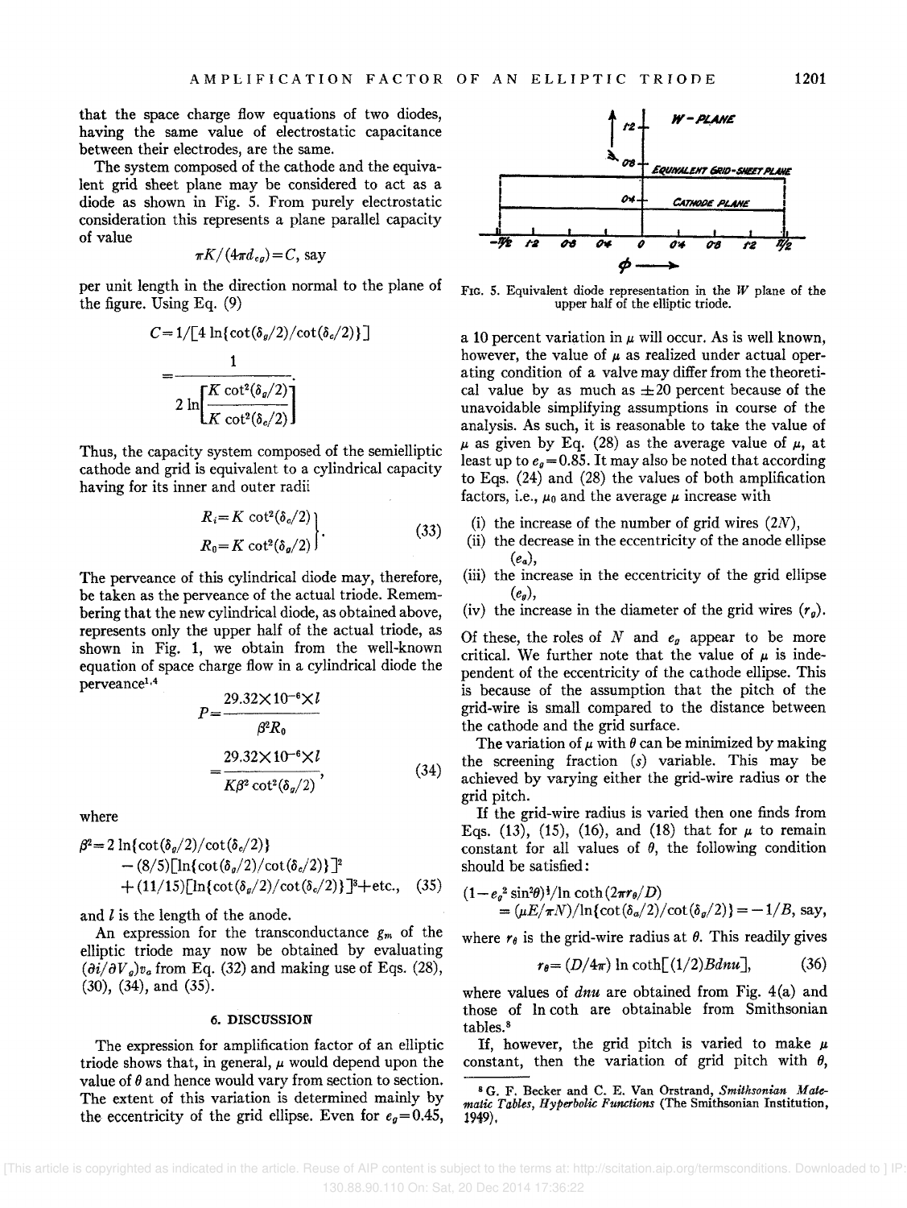that the space charge flow equations of two diodes, having the same value of electrostatic capacitance between their electrodes, are the same.

The system composed of the cathode and the equivalent grid sheet plane may be considered to act as a diode as shown in Fig. 5. From purely electrostatic consideration this represents a plane parallel capacity of value

$$\pi K/(4\pi d_{cg}) = C, \text{ say}$$

per unit length in the direction normal to the plane of the figure. Using Eq. (9)

$$C = 1/[4\ln\{\cot(\delta_g/2)/\cot(\delta_c/2)\}] = \frac{1}{2\ln\left[\frac{K\cot^2(\delta_g/2)}{K\cot^2(\delta_c/2)}\right]}.$$

Thus, the capacity system composed of the semielliptic cathode and grid is equivalent to a cylindrical capacity having for its inner and outer radii

$$\left.\begin{aligned} R_i &= K\cot^2(\delta_c/2) \\ R_0 &= K\cot^2(\delta_g/2) \end{aligned}\right\}. \tag{33}$$

The perveance of this cylindrical diode may, therefore, be taken as the perveance of the actual triode. Remembering that the new cylindrical diode, as obtained above, represents only the upper half of the actual triode, as shown in Fig. 1, we obtain from the well-known equation of space charge flow in a cylindrical diode the perveance[1,4]

$$P = \frac{29.32\times10^{-6}\times l}{\beta^2 R_0} = \frac{29.32\times10^{-6}\times l}{K\beta^2\cot^2(\delta_g/2)}, \tag{34}$$

where

$$\beta^2 = 2\ln\{\cot(\delta_g/2)/\cot(\delta_c/2)\} - (8/5)[\ln\{\cot(\delta_g/2)/\cot(\delta_c/2)\}]^2 + (11/15)[\ln\{\cot(\delta_g/2)/\cot(\delta_c/2)\}]^3 + \text{etc.}, \tag{35}$$

and $l$ is the length of the anode.

An expression for the transconductance $g_m$ of the elliptic triode may now be obtained by evaluating $(\partial i/\partial V_g)_{V_a}$ from Eq. (32) and making use of Eqs. (28), (30), (34), and (35).

## 6. DISCUSSION

The expression for amplification factor of an elliptic triode shows that, in general, $\mu$ would depend upon the value of $\theta$ and hence would vary from section to section. The extent of this variation is determined mainly by the eccentricity of the grid ellipse. Even for $e_g = 0.45$, a 10 percent variation in $\mu$ will occur. As is well known, however, the value of $\mu$ as realized under actual operating condition of a valve may differ from the theoretical value by as much as $\pm 20$ percent because of the unavoidable simplifying assumptions in course of the analysis. As such, it is reasonable to take the value of $\mu$ as given by Eq. (28) as the average value of $\mu$, at least up to $e_g = 0.85$. It may also be noted that according to Eqs. (24) and (28) the values of both amplification factors, i.e., $\mu_0$ and the average $\mu$ increase with

(i) the increase of the number of grid wires ($2N$),
(ii) the decrease in the eccentricity of the anode ellipse ($e_a$),
(iii) the increase in the eccentricity of the grid ellipse ($e_g$),
(iv) the increase in the diameter of the grid wires ($r_g$).

Of these, the roles of $N$ and $e_g$ appear to be more critical. We further note that the value of $\mu$ is independent of the eccentricity of the cathode ellipse. This is because of the assumption that the pitch of the grid-wire is small compared to the distance between the cathode and the grid surface.

The variation of $\mu$ with $\theta$ can be minimized by making the screening fraction ($s$) variable. This may be achieved by varying either the grid-wire radius or the grid pitch.

If the grid-wire radius is varied then one finds from Eqs. (13), (15), (16), and (18) that for $\mu$ to remain constant for all values of $\theta$, the following condition should be satisfied:

$$(1-e_g^2\sin^2\theta)^{\frac{1}{2}}/\ln\coth(2\pi r_\theta/D) = (\mu E/\pi N)/\ln\{\cot(\delta_a/2)/\cot(\delta_g/2)\} = -1/B, \text{ say,}$$

where $r_\theta$ is the grid-wire radius at $\theta$. This readily gives

$$r_\theta = (D/4\pi)\ln\coth[(1/2)Bdnu], \tag{36}$$

where values of $dnu$ are obtained from Fig. 4(a) and those of ln coth are obtainable from Smithsonian tables.[8]

If, however, the grid pitch is varied to make $\mu$ constant, then the variation of grid pitch with $\theta$,

W-PLANE
1.2
0.8
EQUIVALENT GRID-SHEET PLANE
0.4
CATHODE PLANE
$-\pi/2$ 1.2 0.8 0.4 0 0.4 0.8 1.2 $\pi/2$
$\phi$

Fig. 5. Equivalent diode representation in the $W$ plane of the upper half of the elliptic triode.

---

[8] G. F. Becker and C. E. Van Orstrand, *Smithsonian Matematic Tables, Hyperbolic Functions* (The Smithsonian Institution, 1949).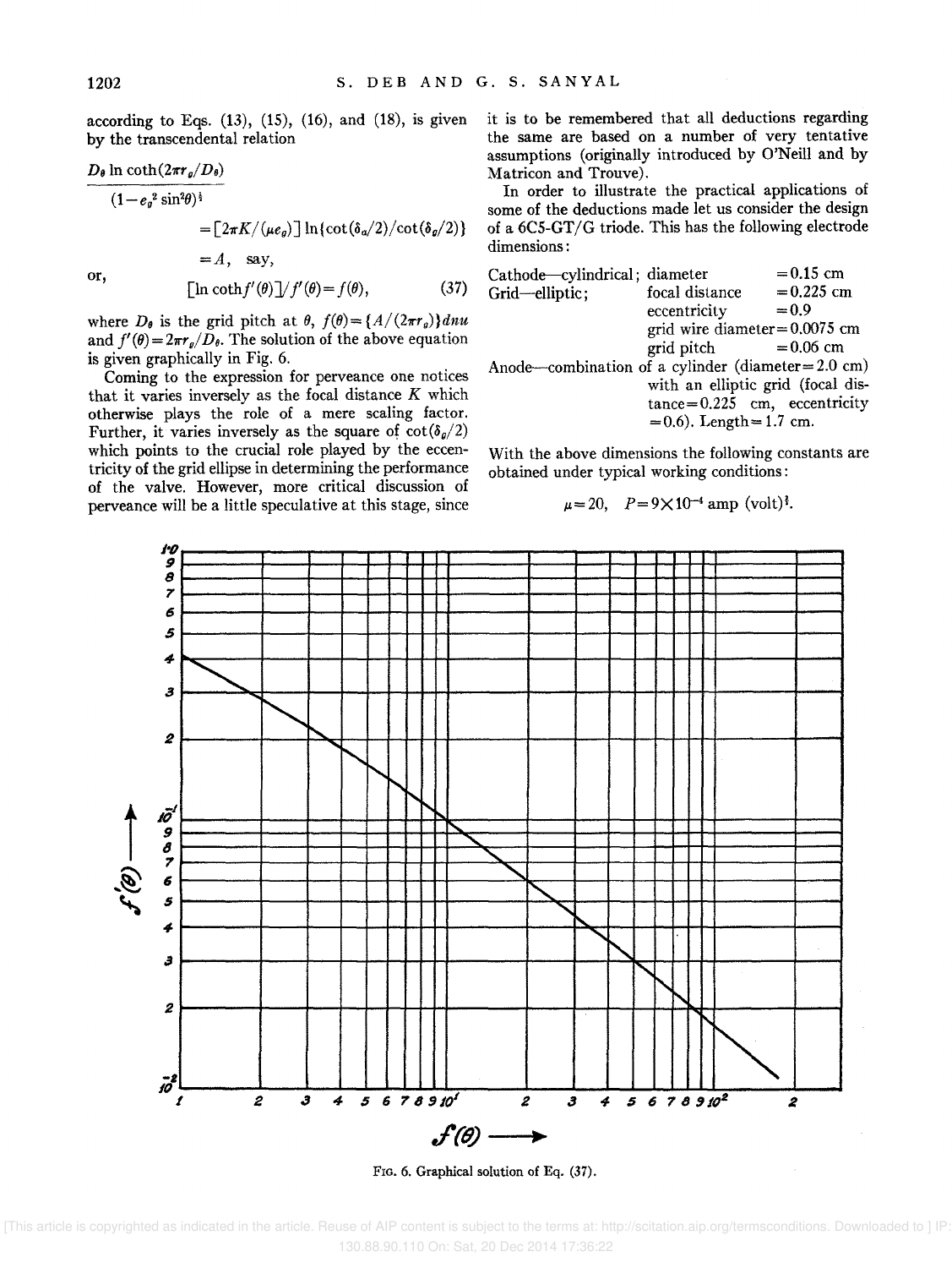according to Eqs. (13), (15), (16), and (18), is given by the transcendental relation

$$\frac{D_\theta \ln \coth(2\pi r_g/D_\theta)}{(1-e_g{}^2 \sin^2\theta)^{\frac{1}{2}}} = [2\pi K/(\mu e_g)] \ln\{\cot(\delta_a/2)/\cot(\delta_g/2)\}$$

$$= A, \quad \text{say,}$$

or,

$$[\ln \coth f'(\theta)]/f'(\theta) = f(\theta), \tag{37}$$

where $D_\theta$ is the grid pitch at $\theta$, $f(\theta) = \{A/(2\pi r_g)\}dnu$ and $f'(\theta) = 2\pi r_g/D_\theta$. The solution of the above equation is given graphically in Fig. 6.

Coming to the expression for perveance one notices that it varies inversely as the focal distance $K$ which otherwise plays the role of a mere scaling factor. Further, it varies inversely as the square of $\cot(\delta_g/2)$ which points to the crucial role played by the eccentricity of the grid ellipse in determining the performance of the valve. However, more critical discussion of perveance will be a little speculative at this stage, since it is to be remembered that all deductions regarding the same are based on a number of very tentative assumptions (originally introduced by O'Neill and by Matricon and Trouve).

In order to illustrate the practical applications of some of the deductions made let us consider the design of a 6C5-GT/G triode. This has the following electrode dimensions:

| | | |
|---|---|---|
| Cathode—cylindrical; | diameter | = 0.15 cm |
| Grid—elliptic; | focal distance | = 0.225 cm |
| | eccentricity | = 0.9 |
| | grid wire diameter | = 0.0075 cm |
| | grid pitch | = 0.06 cm |

Anode—combination of a cylinder (diameter = 2.0 cm) with an elliptic grid (focal distance = 0.225 cm, eccentricity = 0.6). Length = 1.7 cm.

With the above dimensions the following constants are obtained under typical working conditions:

$$\mu = 20, \quad P = 9\times10^{-4} \text{ amp (volt)}^{\frac{3}{2}}.$$

$f'(\theta)$ ⟶

1·0 9 8 7 6 5 4 3 2 $10^{-1}$ 9 8 7 6 5 4 3 2 $10^{-2}$

1 2 3 4 5 6 7 8 9 $10^1$ 2 3 4 5 6 7 8 9 $10^2$ 2

$f(\theta)$ ⟶

FIG. 6. Graphical solution of Eq. (37).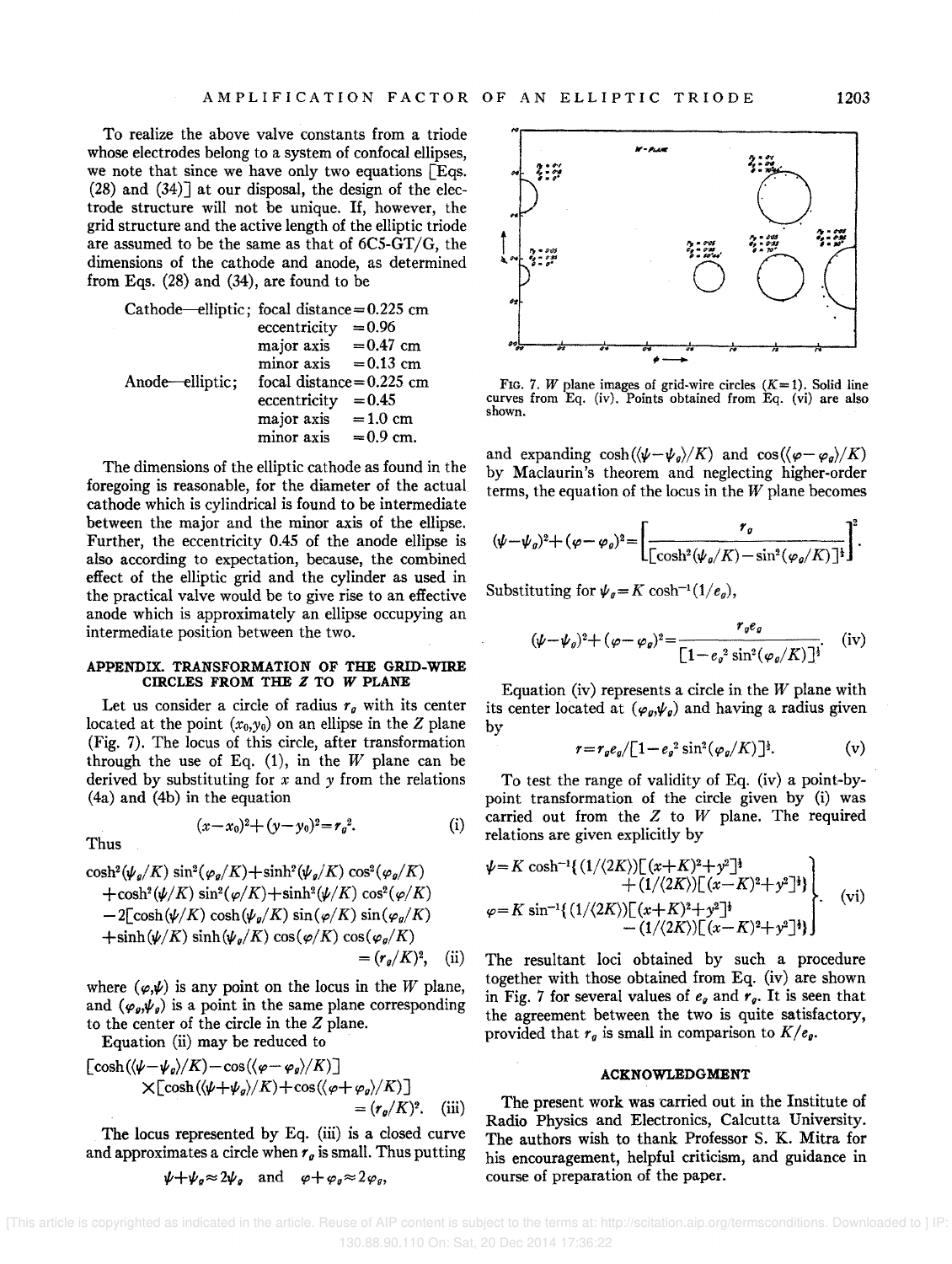To realize the above valve constants from a triode whose electrodes belong to a system of confocal ellipses, we note that since we have only two equations [Eqs. (28) and (34)] at our disposal, the design of the electrode structure will not be unique. If, however, the grid structure and the active length of the elliptic triode are assumed to be the same as that of 6C5-GT/G, the dimensions of the cathode and anode, as determined from Eqs. (28) and (34), are found to be

| | | |
|---|---|---|
| Cathode—elliptic; | focal distance | = 0.225 cm |
| | eccentricity | = 0.96 |
| | major axis | = 0.47 cm |
| | minor axis | = 0.13 cm |
| Anode—elliptic; | focal distance | = 0.225 cm |
| | eccentricity | = 0.45 |
| | major axis | = 1.0 cm |
| | minor axis | = 0.9 cm. |

The dimensions of the elliptic cathode as found in the foregoing is reasonable, for the diameter of the actual cathode which is cylindrical is found to be intermediate between the major and the minor axis of the ellipse. Further, the eccentricity 0.45 of the anode ellipse is also according to expectation, because, the combined effect of the elliptic grid and the cylinder as used in the practical valve would be to give rise to an effective anode which is approximately an ellipse occupying an intermediate position between the two.

## APPENDIX. TRANSFORMATION OF THE GRID-WIRE CIRCLES FROM THE Z TO W PLANE

Let us consider a circle of radius $r_g$ with its center located at the point $(x_0,y_0)$ on an ellipse in the Z plane (Fig. 7). The locus of this circle, after transformation through the use of Eq. (1), in the W plane can be derived by substituting for $x$ and $y$ from the relations (4a) and (4b) in the equation

$$(x-x_0)^2+(y-y_0)^2=r_g^2. \quad \text{(i)}$$

Thus

$$\begin{aligned}
&\cosh^2(\psi_g/K)\sin^2(\varphi_g/K)+\sinh^2(\psi_g/K)\cos^2(\varphi_g/K)\\
&+\cosh^2(\psi/K)\sin^2(\varphi/K)+\sinh^2(\psi/K)\cos^2(\varphi/K)\\
&-2[\cosh(\psi/K)\cosh(\psi_g/K)\sin(\varphi/K)\sin(\varphi_g/K)\\
&+\sinh(\psi/K)\sinh(\psi_g/K)\cos(\varphi/K)\cos(\varphi_g/K)\\
&=(r_g/K)^2, \quad \text{(ii)}
\end{aligned}$$

where $(\varphi,\psi)$ is any point on the locus in the W plane, and $(\varphi_g,\psi_g)$ is a point in the same plane corresponding to the center of the circle in the Z plane.

Equation (ii) may be reduced to

$$\begin{aligned}
&[\cosh((\psi-\psi_g)/K)-\cos((\varphi-\varphi_g)/K)]\\
&\times[\cosh((\psi+\psi_g)/K)+\cos((\varphi+\varphi_g)/K)]\\
&=(r_g/K)^2. \quad \text{(iii)}
\end{aligned}$$

The locus represented by Eq. (iii) is a closed curve and approximates a circle when $r_g$ is small. Thus putting

$$\psi+\psi_g\approx 2\psi_g \quad \text{and} \quad \varphi+\varphi_g\approx 2\varphi_g,$$

and expanding $\cosh((\psi-\psi_g)/K)$ and $\cos((\varphi-\varphi_g)/K)$ by Maclaurin's theorem and neglecting higher-order terms, the equation of the locus in the W plane becomes

$$(\psi-\psi_g)^2+(\varphi-\varphi_g)^2=\left[\frac{r_g}{[\cosh^2(\psi_g/K)-\sin^2(\varphi_g/K)]^{\frac{1}{2}}}\right]^2.$$

Substituting for $\psi_g=K\cosh^{-1}(1/e_g)$,

$$(\psi-\psi_g)^2+(\varphi-\varphi_g)^2=\frac{r_g e_g}{[1-e_g^2\sin^2(\varphi_g/K)]^{\frac{1}{2}}}. \quad \text{(iv)}$$

Equation (iv) represents a circle in the W plane with its center located at $(\varphi_g,\psi_g)$ and having a radius given by

$$r=r_g e_g/[1-e_g^2\sin^2(\varphi_g/K)]^{\frac{1}{2}}. \quad \text{(v)}$$

To test the range of validity of Eq. (iv) a point-by-point transformation of the circle given by (i) was carried out from the Z to W plane. The required relations are given explicitly by

$$\left.\begin{aligned}
\psi&=K\cosh^{-1}\{(1/(2K))[(x+K)^2+y^2]^{\frac{1}{2}}\\
&\qquad+(1/(2K))[(x-K)^2+y^2]^{\frac{1}{2}}\}\\
\varphi&=K\sin^{-1}\{(1/(2K))[(x+K)^2+y^2]^{\frac{1}{2}}\\
&\qquad-(1/(2K))[(x-K)^2+y^2]^{\frac{1}{2}}\}
\end{aligned}\right\}. \quad \text{(vi)}$$

The resultant loci obtained by such a procedure together with those obtained from Eq. (iv) are shown in Fig. 7 for several values of $e_g$ and $r_g$. It is seen that the agreement between the two is quite satisfactory, provided that $r_g$ is small in comparison to $K/e_g$.

FIG. 7. W plane images of grid-wire circles ($K=1$). Solid line curves from Eq. (iv). Points obtained from Eq. (vi) are also shown.

## ACKNOWLEDGMENT

The present work was carried out in the Institute of Radio Physics and Electronics, Calcutta University. The authors wish to thank Professor S. K. Mitra for his encouragement, helpful criticism, and guidance in course of preparation of the paper.